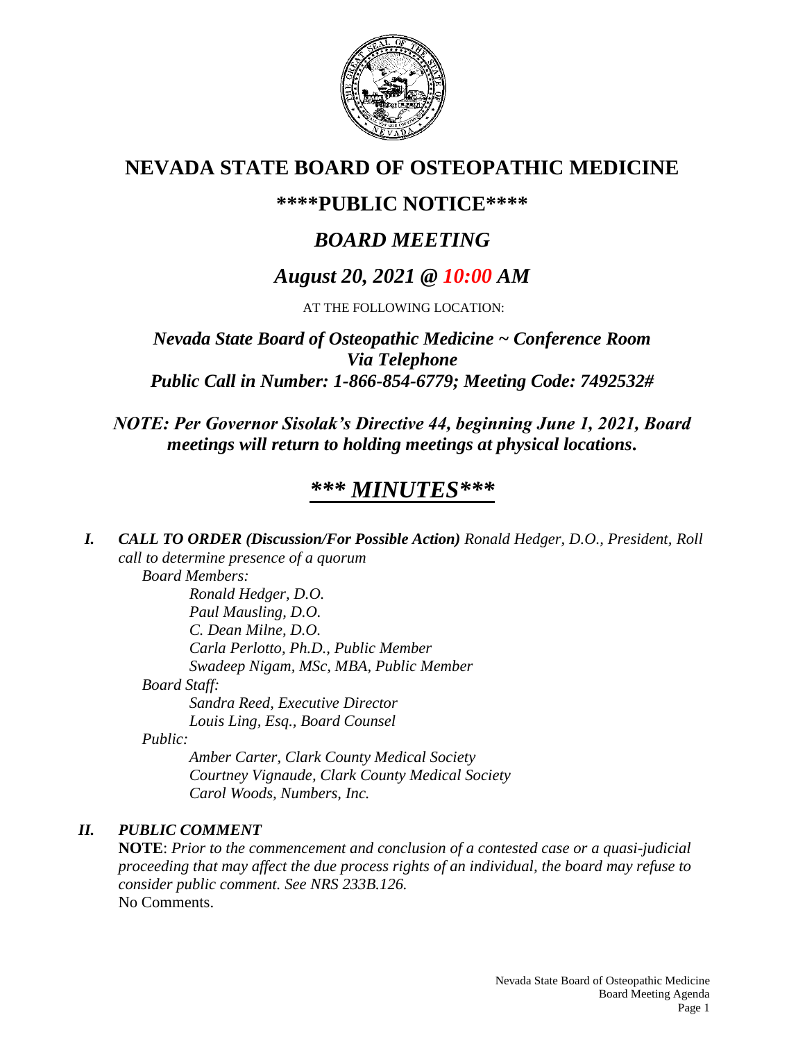# NEVADA STATE BOARD OF OSTEOPATHIC MEDICINE

## \*\*\*\*PUBLIC NOTICE\*\*\*\*

## *BOARD MEETING*

## *August 20, 2021 @ 10:00 AM*

AT THE FOLLOWING LOCATION:

***Nevada State Board of Osteopathic Medicine ~ Conference Room***
***Via Telephone***
***Public Call in Number: 1-866-854-6779; Meeting Code: 7492532#***

***NOTE: Per Governor Sisolak's Directive 44, beginning June 1, 2021, Board meetings will return to holding meetings at physical locations.***

## ***\*\*\* MINUTES\*\*\****

***I. CALL TO ORDER (Discussion/For Possible Action)*** *Ronald Hedger, D.O., President, Roll call to determine presence of a quorum*

*Board Members:*

- *Ronald Hedger, D.O.*
- *Paul Mausling, D.O.*
- *C. Dean Milne, D.O.*
- *Carla Perlotto, Ph.D., Public Member*
- *Swadeep Nigam, MSc, MBA, Public Member*

*Board Staff:*

- *Sandra Reed, Executive Director*
- *Louis Ling, Esq., Board Counsel*

*Public:*

- *Amber Carter, Clark County Medical Society*
- *Courtney Vignaude, Clark County Medical Society*
- *Carol Woods, Numbers, Inc.*

***II. PUBLIC COMMENT***

**NOTE**: *Prior to the commencement and conclusion of a contested case or a quasi-judicial proceeding that may affect the due process rights of an individual, the board may refuse to consider public comment. See NRS 233B.126.*

No Comments.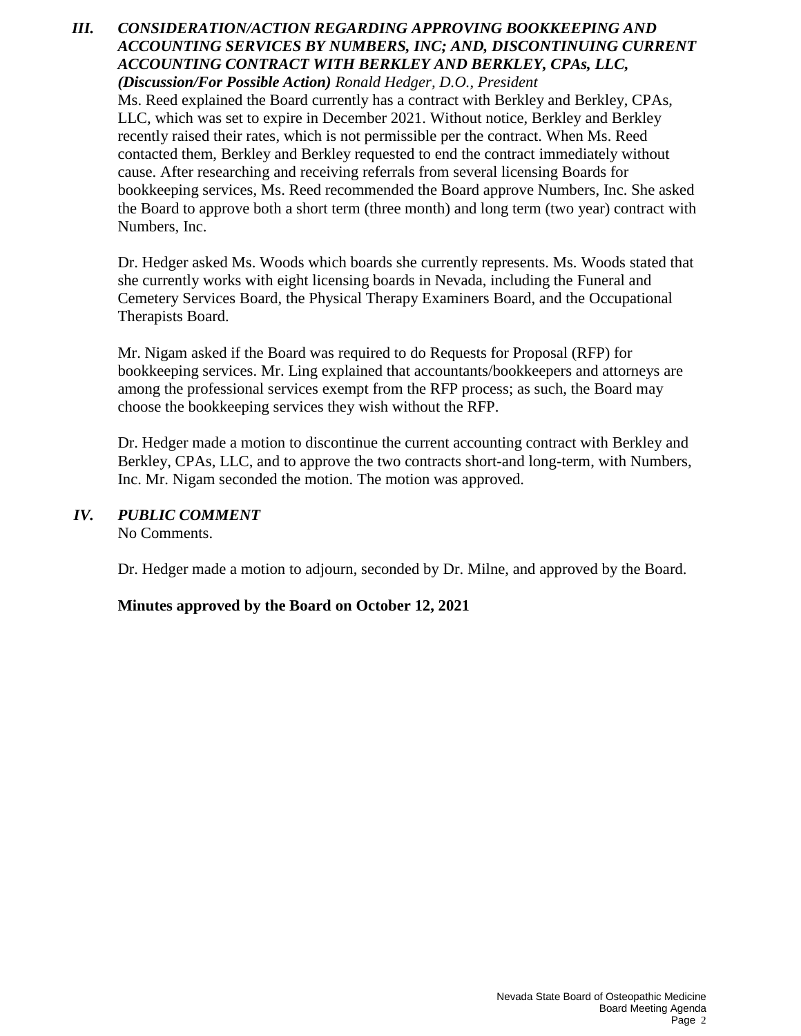### *III. CONSIDERATION/ACTION REGARDING APPROVING BOOKKEEPING AND ACCOUNTING SERVICES BY NUMBERS, INC; AND, DISCONTINUING CURRENT ACCOUNTING CONTRACT WITH BERKLEY AND BERKLEY, CPAs, LLC, (Discussion/For Possible Action)* *Ronald Hedger, D.O., President*

Ms. Reed explained the Board currently has a contract with Berkley and Berkley, CPAs, LLC, which was set to expire in December 2021. Without notice, Berkley and Berkley recently raised their rates, which is not permissible per the contract. When Ms. Reed contacted them, Berkley and Berkley requested to end the contract immediately without cause. After researching and receiving referrals from several licensing Boards for bookkeeping services, Ms. Reed recommended the Board approve Numbers, Inc. She asked the Board to approve both a short term (three month) and long term (two year) contract with Numbers, Inc.

Dr. Hedger asked Ms. Woods which boards she currently represents. Ms. Woods stated that she currently works with eight licensing boards in Nevada, including the Funeral and Cemetery Services Board, the Physical Therapy Examiners Board, and the Occupational Therapists Board.

Mr. Nigam asked if the Board was required to do Requests for Proposal (RFP) for bookkeeping services. Mr. Ling explained that accountants/bookkeepers and attorneys are among the professional services exempt from the RFP process; as such, the Board may choose the bookkeeping services they wish without the RFP.

Dr. Hedger made a motion to discontinue the current accounting contract with Berkley and Berkley, CPAs, LLC, and to approve the two contracts short-and long-term, with Numbers, Inc. Mr. Nigam seconded the motion. The motion was approved.

### *IV. PUBLIC COMMENT*

No Comments.

Dr. Hedger made a motion to adjourn, seconded by Dr. Milne, and approved by the Board.

**Minutes approved by the Board on October 12, 2021**